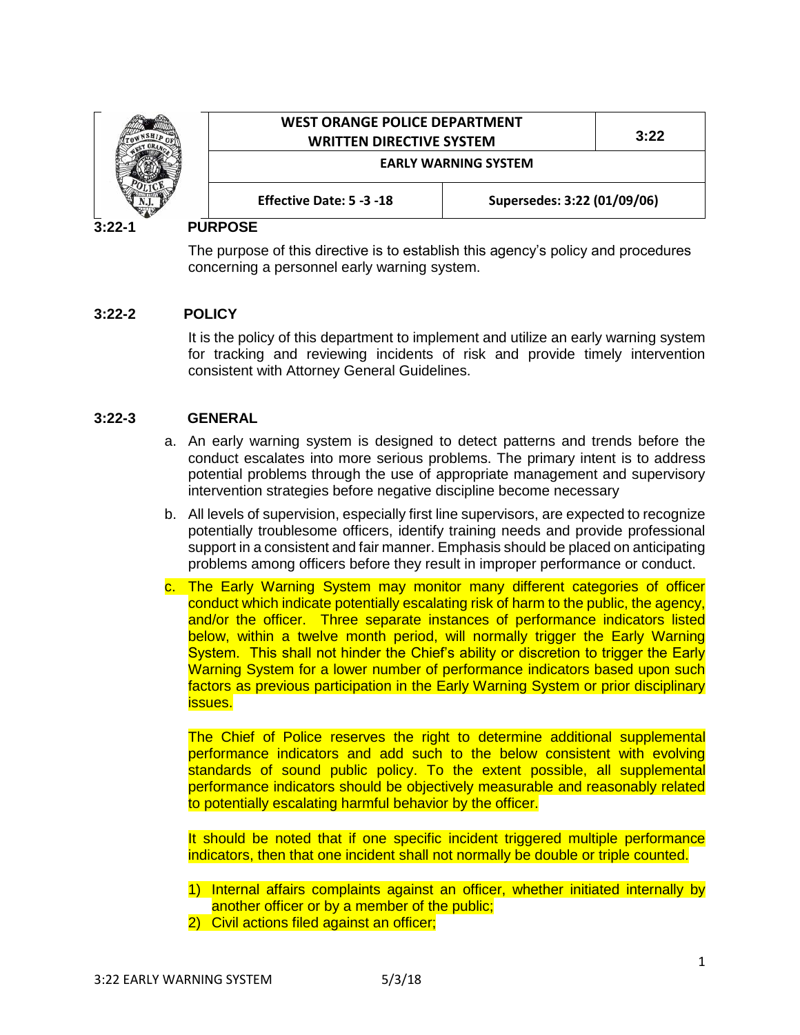| WEST ORANGE POLICE DEPARTMENT WRITTEN DIRECTIVE SYSTEM | | 3:22 |
| --- | --- | --- |
| EARLY WARNING SYSTEM | | |
| Effective Date: 5 -3 -18 | Supersedes: 3:22 (01/09/06) | |

## 3:22-1 PURPOSE

The purpose of this directive is to establish this agency's policy and procedures concerning a personnel early warning system.

## 3:22-2 POLICY

It is the policy of this department to implement and utilize an early warning system for tracking and reviewing incidents of risk and provide timely intervention consistent with Attorney General Guidelines.

## 3:22-3 GENERAL

a. An early warning system is designed to detect patterns and trends before the conduct escalates into more serious problems. The primary intent is to address potential problems through the use of appropriate management and supervisory intervention strategies before negative discipline become necessary

b. All levels of supervision, especially first line supervisors, are expected to recognize potentially troublesome officers, identify training needs and provide professional support in a consistent and fair manner. Emphasis should be placed on anticipating problems among officers before they result in improper performance or conduct.

c. The Early Warning System may monitor many different categories of officer conduct which indicate potentially escalating risk of harm to the public, the agency, and/or the officer. Three separate instances of performance indicators listed below, within a twelve month period, will normally trigger the Early Warning System. This shall not hinder the Chief's ability or discretion to trigger the Early Warning System for a lower number of performance indicators based upon such factors as previous participation in the Early Warning System or prior disciplinary issues.

The Chief of Police reserves the right to determine additional supplemental performance indicators and add such to the below consistent with evolving standards of sound public policy. To the extent possible, all supplemental performance indicators should be objectively measurable and reasonably related to potentially escalating harmful behavior by the officer.

It should be noted that if one specific incident triggered multiple performance indicators, then that one incident shall not normally be double or triple counted.

1) Internal affairs complaints against an officer, whether initiated internally by another officer or by a member of the public;
2) Civil actions filed against an officer;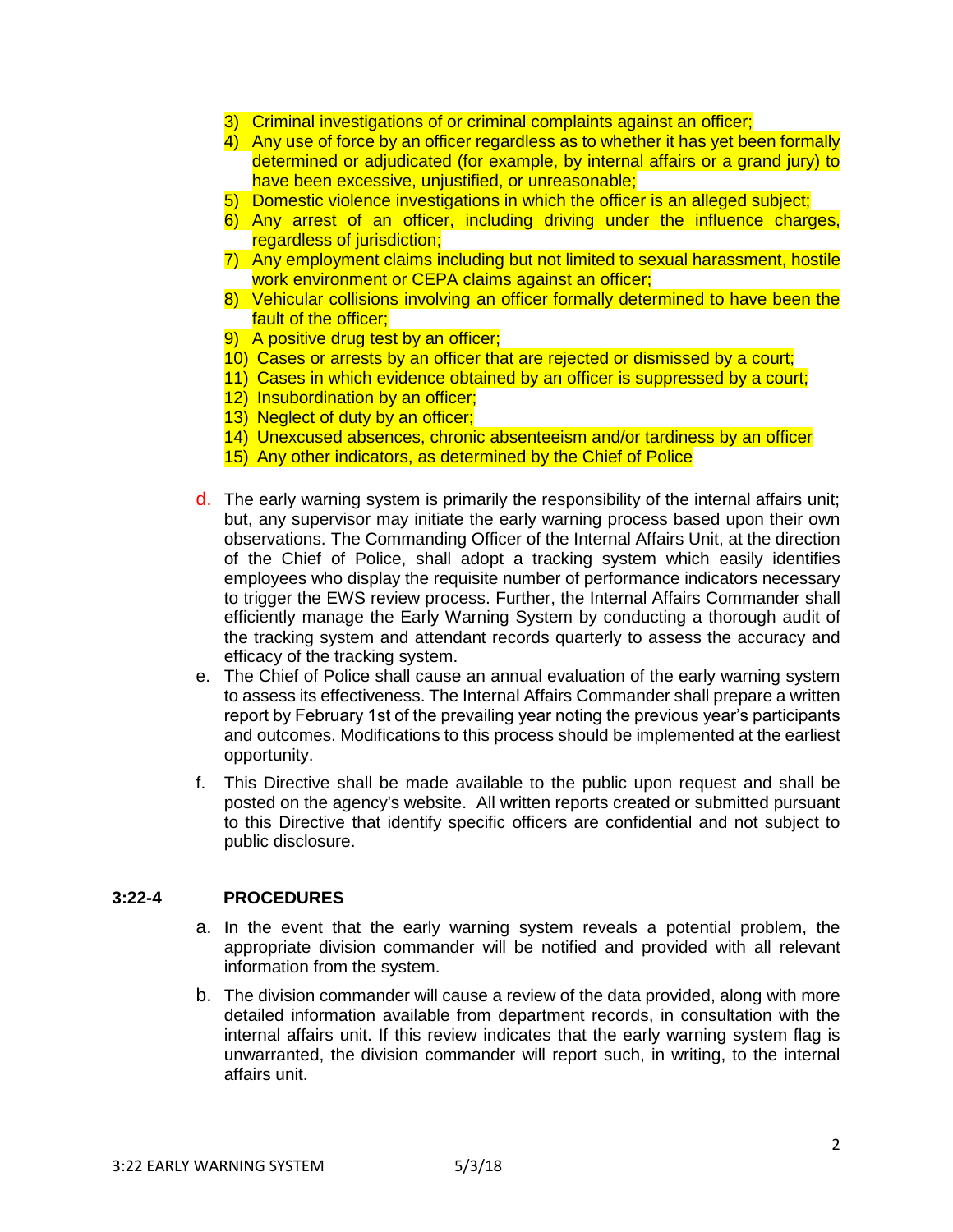3) Criminal investigations of or criminal complaints against an officer;
4) Any use of force by an officer regardless as to whether it has yet been formally determined or adjudicated (for example, by internal affairs or a grand jury) to have been excessive, unjustified, or unreasonable;
5) Domestic violence investigations in which the officer is an alleged subject;
6) Any arrest of an officer, including driving under the influence charges, regardless of jurisdiction;
7) Any employment claims including but not limited to sexual harassment, hostile work environment or CEPA claims against an officer;
8) Vehicular collisions involving an officer formally determined to have been the fault of the officer;
9) A positive drug test by an officer;
10) Cases or arrests by an officer that are rejected or dismissed by a court;
11) Cases in which evidence obtained by an officer is suppressed by a court;
12) Insubordination by an officer;
13) Neglect of duty by an officer;
14) Unexcused absences, chronic absenteeism and/or tardiness by an officer
15) Any other indicators, as determined by the Chief of Police

d. The early warning system is primarily the responsibility of the internal affairs unit; but, any supervisor may initiate the early warning process based upon their own observations. The Commanding Officer of the Internal Affairs Unit, at the direction of the Chief of Police, shall adopt a tracking system which easily identifies employees who display the requisite number of performance indicators necessary to trigger the EWS review process. Further, the Internal Affairs Commander shall efficiently manage the Early Warning System by conducting a thorough audit of the tracking system and attendant records quarterly to assess the accuracy and efficacy of the tracking system.

e. The Chief of Police shall cause an annual evaluation of the early warning system to assess its effectiveness. The Internal Affairs Commander shall prepare a written report by February 1st of the prevailing year noting the previous year's participants and outcomes. Modifications to this process should be implemented at the earliest opportunity.

f. This Directive shall be made available to the public upon request and shall be posted on the agency's website. All written reports created or submitted pursuant to this Directive that identify specific officers are confidential and not subject to public disclosure.

## 3:22-4 PROCEDURES

a. In the event that the early warning system reveals a potential problem, the appropriate division commander will be notified and provided with all relevant information from the system.

b. The division commander will cause a review of the data provided, along with more detailed information available from department records, in consultation with the internal affairs unit. If this review indicates that the early warning system flag is unwarranted, the division commander will report such, in writing, to the internal affairs unit.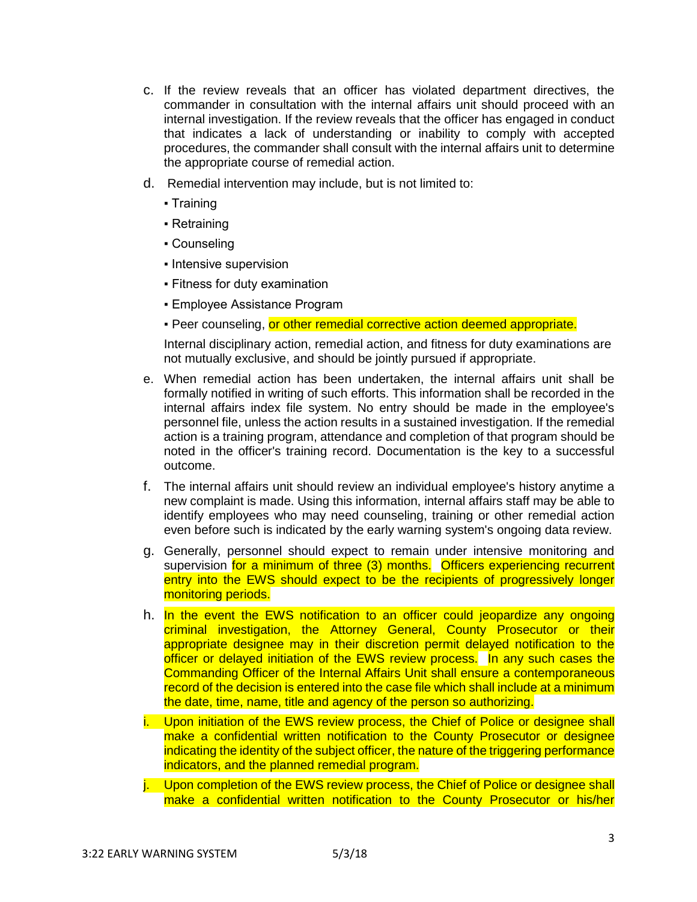c. If the review reveals that an officer has violated department directives, the commander in consultation with the internal affairs unit should proceed with an internal investigation. If the review reveals that the officer has engaged in conduct that indicates a lack of understanding or inability to comply with accepted procedures, the commander shall consult with the internal affairs unit to determine the appropriate course of remedial action.

d. Remedial intervention may include, but is not limited to:

- Training
- Retraining
- Counseling
- Intensive supervision
- Fitness for duty examination
- Employee Assistance Program
- Peer counseling, or other remedial corrective action deemed appropriate.

Internal disciplinary action, remedial action, and fitness for duty examinations are not mutually exclusive, and should be jointly pursued if appropriate.

e. When remedial action has been undertaken, the internal affairs unit shall be formally notified in writing of such efforts. This information shall be recorded in the internal affairs index file system. No entry should be made in the employee's personnel file, unless the action results in a sustained investigation. If the remedial action is a training program, attendance and completion of that program should be noted in the officer's training record. Documentation is the key to a successful outcome.

f. The internal affairs unit should review an individual employee's history anytime a new complaint is made. Using this information, internal affairs staff may be able to identify employees who may need counseling, training or other remedial action even before such is indicated by the early warning system's ongoing data review.

g. Generally, personnel should expect to remain under intensive monitoring and supervision for a minimum of three (3) months. Officers experiencing recurrent entry into the EWS should expect to be the recipients of progressively longer monitoring periods.

h. In the event the EWS notification to an officer could jeopardize any ongoing criminal investigation, the Attorney General, County Prosecutor or their appropriate designee may in their discretion permit delayed notification to the officer or delayed initiation of the EWS review process. In any such cases the Commanding Officer of the Internal Affairs Unit shall ensure a contemporaneous record of the decision is entered into the case file which shall include at a minimum the date, time, name, title and agency of the person so authorizing.

i. Upon initiation of the EWS review process, the Chief of Police or designee shall make a confidential written notification to the County Prosecutor or designee indicating the identity of the subject officer, the nature of the triggering performance indicators, and the planned remedial program.

j. Upon completion of the EWS review process, the Chief of Police or designee shall make a confidential written notification to the County Prosecutor or his/her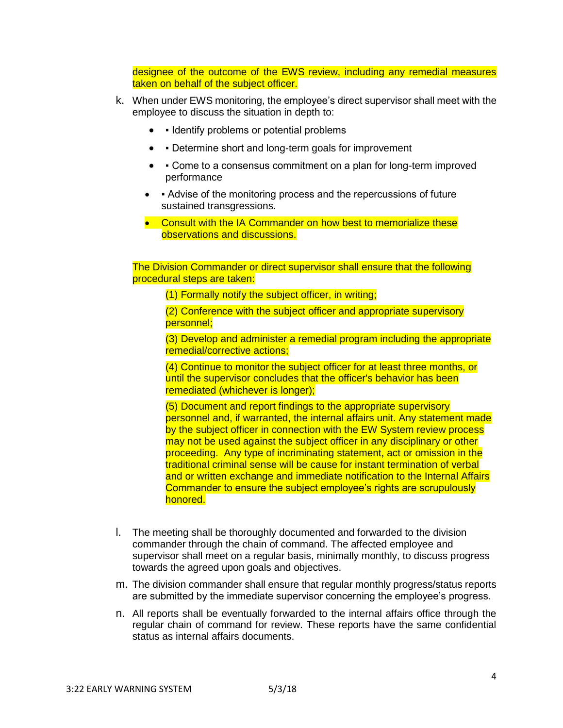designee of the outcome of the EWS review, including any remedial measures taken on behalf of the subject officer.

k. When under EWS monitoring, the employee's direct supervisor shall meet with the employee to discuss the situation in depth to:

   - ▪ Identify problems or potential problems
   - ▪ Determine short and long-term goals for improvement
   - ▪ Come to a consensus commitment on a plan for long-term improved performance
   - ▪ Advise of the monitoring process and the repercussions of future sustained transgressions.
   - Consult with the IA Commander on how best to memorialize these observations and discussions.

   The Division Commander or direct supervisor shall ensure that the following procedural steps are taken:

   (1) Formally notify the subject officer, in writing;

   (2) Conference with the subject officer and appropriate supervisory personnel;

   (3) Develop and administer a remedial program including the appropriate remedial/corrective actions;

   (4) Continue to monitor the subject officer for at least three months, or until the supervisor concludes that the officer's behavior has been remediated (whichever is longer);

   (5) Document and report findings to the appropriate supervisory personnel and, if warranted, the internal affairs unit. Any statement made by the subject officer in connection with the EW System review process may not be used against the subject officer in any disciplinary or other proceeding. Any type of incriminating statement, act or omission in the traditional criminal sense will be cause for instant termination of verbal and or written exchange and immediate notification to the Internal Affairs Commander to ensure the subject employee's rights are scrupulously honored.

l. The meeting shall be thoroughly documented and forwarded to the division commander through the chain of command. The affected employee and supervisor shall meet on a regular basis, minimally monthly, to discuss progress towards the agreed upon goals and objectives.

m. The division commander shall ensure that regular monthly progress/status reports are submitted by the immediate supervisor concerning the employee's progress.

n. All reports shall be eventually forwarded to the internal affairs office through the regular chain of command for review. These reports have the same confidential status as internal affairs documents.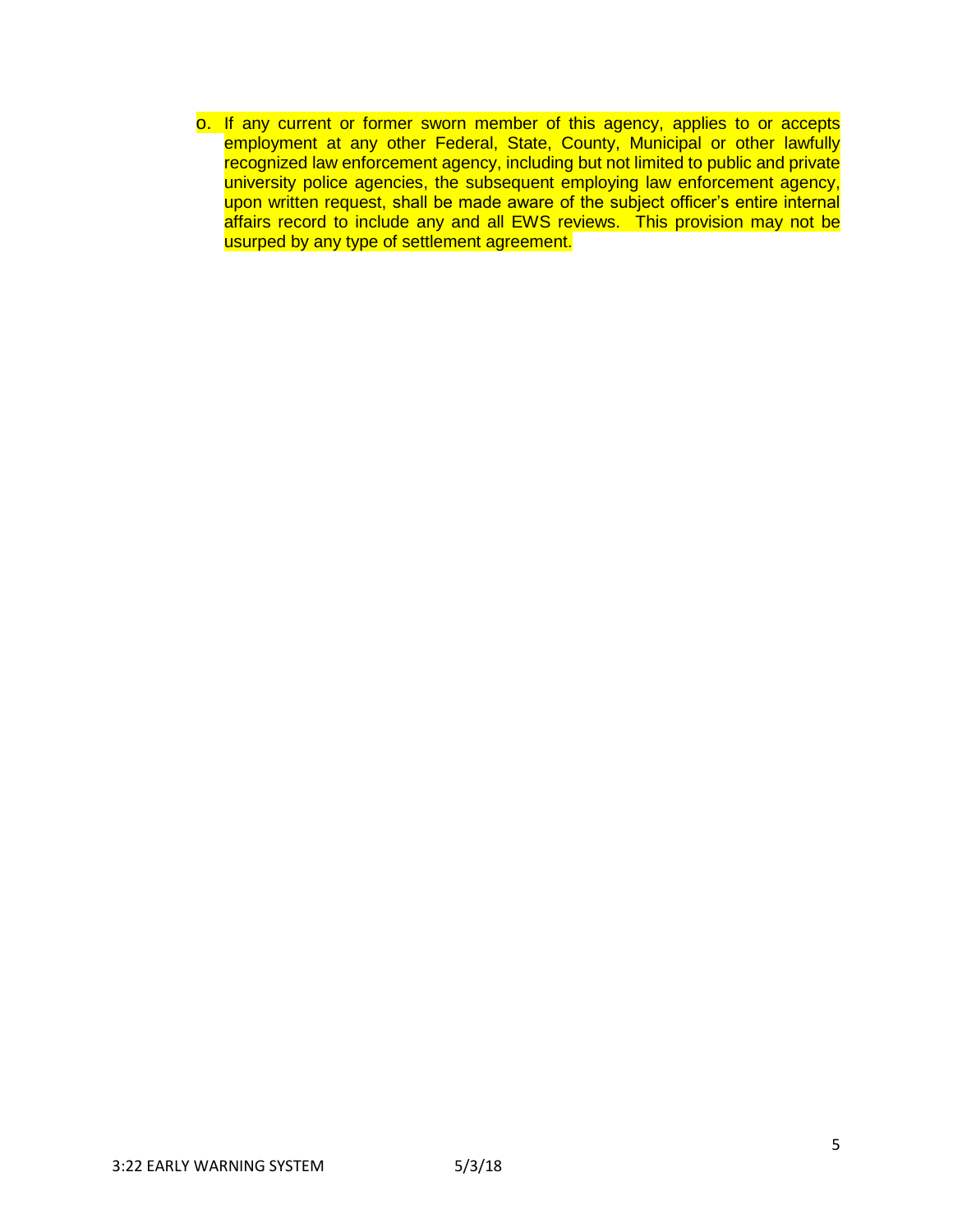o. If any current or former sworn member of this agency, applies to or accepts employment at any other Federal, State, County, Municipal or other lawfully recognized law enforcement agency, including but not limited to public and private university police agencies, the subsequent employing law enforcement agency, upon written request, shall be made aware of the subject officer's entire internal affairs record to include any and all EWS reviews. This provision may not be usurped by any type of settlement agreement.